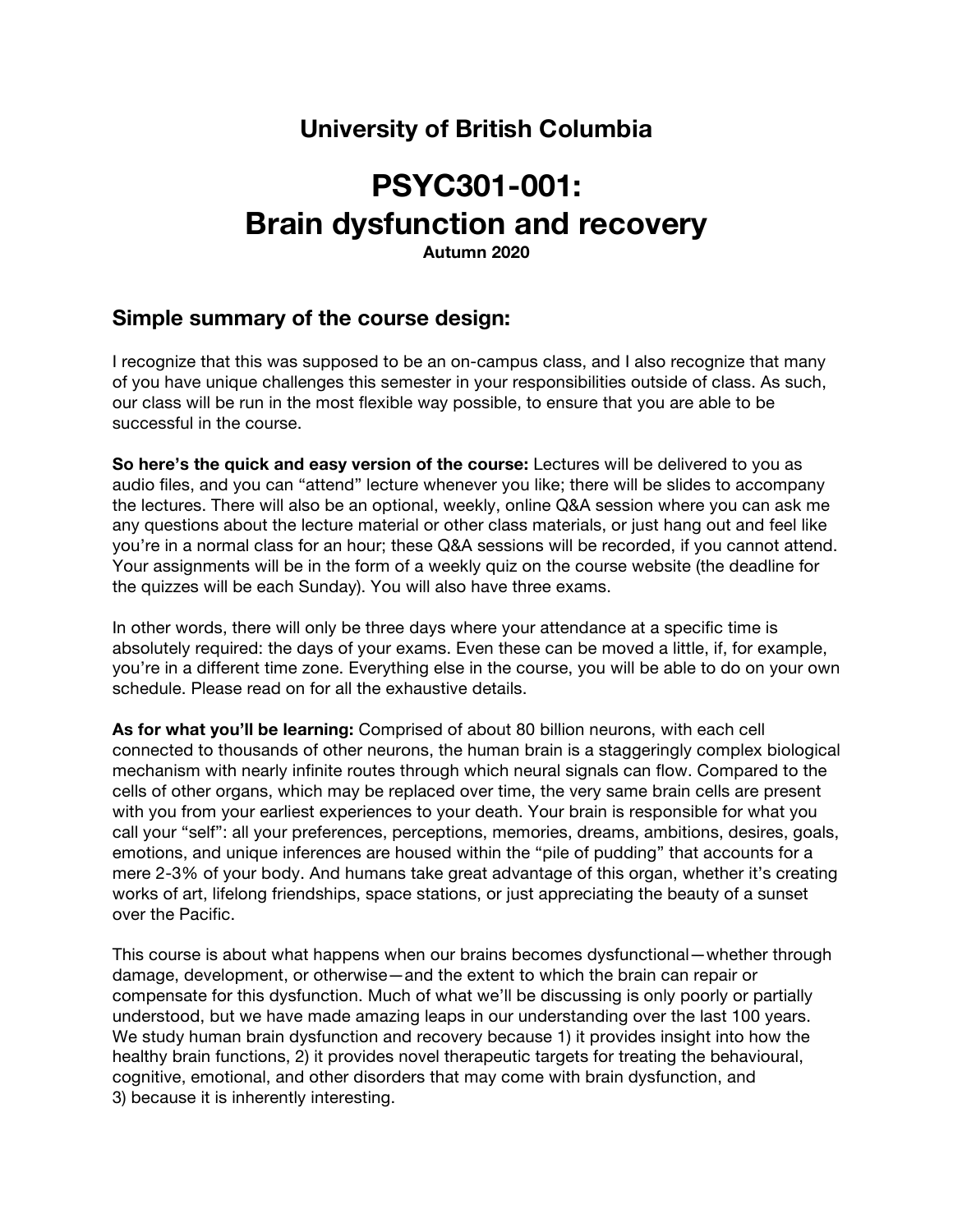## University of British Columbia

# PSYC301-001: Brain dysfunction and recovery

**Autumn 2020**

## Simple summary of the course design:

I recognize that this was supposed to be an on-campus class, and I also recognize that many of you have unique challenges this semester in your responsibilities outside of class. As such, our class will be run in the most flexible way possible, to ensure that you are able to be successful in the course.

**So here's the quick and easy version of the course:** Lectures will be delivered to you as audio files, and you can "attend" lecture whenever you like; there will be slides to accompany the lectures. There will also be an optional, weekly, online Q&A session where you can ask me any questions about the lecture material or other class materials, or just hang out and feel like you're in a normal class for an hour; these Q&A sessions will be recorded, if you cannot attend. Your assignments will be in the form of a weekly quiz on the course website (the deadline for the quizzes will be each Sunday). You will also have three exams.

In other words, there will only be three days where your attendance at a specific time is absolutely required: the days of your exams. Even these can be moved a little, if, for example, you're in a different time zone. Everything else in the course, you will be able to do on your own schedule. Please read on for all the exhaustive details.

**As for what you'll be learning:** Comprised of about 80 billion neurons, with each cell connected to thousands of other neurons, the human brain is a staggeringly complex biological mechanism with nearly infinite routes through which neural signals can flow. Compared to the cells of other organs, which may be replaced over time, the very same brain cells are present with you from your earliest experiences to your death. Your brain is responsible for what you call your "self": all your preferences, perceptions, memories, dreams, ambitions, desires, goals, emotions, and unique inferences are housed within the "pile of pudding" that accounts for a mere 2-3% of your body. And humans take great advantage of this organ, whether it's creating works of art, lifelong friendships, space stations, or just appreciating the beauty of a sunset over the Pacific.

This course is about what happens when our brains becomes dysfunctional—whether through damage, development, or otherwise—and the extent to which the brain can repair or compensate for this dysfunction. Much of what we'll be discussing is only poorly or partially understood, but we have made amazing leaps in our understanding over the last 100 years. We study human brain dysfunction and recovery because 1) it provides insight into how the healthy brain functions, 2) it provides novel therapeutic targets for treating the behavioural, cognitive, emotional, and other disorders that may come with brain dysfunction, and 3) because it is inherently interesting.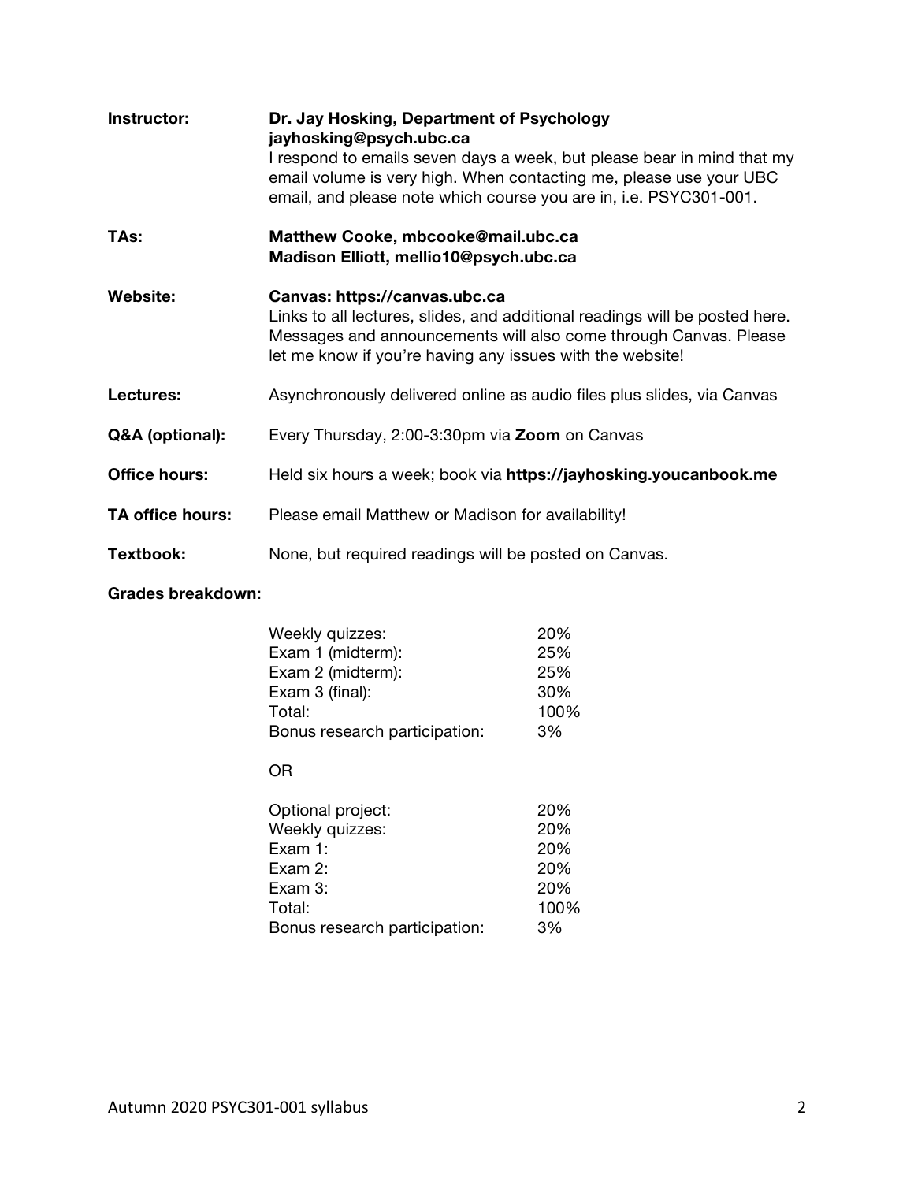**Instructor:** **Dr. Jay Hosking, Department of Psychology**
**jayhosking@psych.ubc.ca**
I respond to emails seven days a week, but please bear in mind that my email volume is very high. When contacting me, please use your UBC email, and please note which course you are in, i.e. PSYC301-001.

**TAs:** **Matthew Cooke, mbcooke@mail.ubc.ca**
**Madison Elliott, mellio10@psych.ubc.ca**

**Website:** **Canvas: https://canvas.ubc.ca**
Links to all lectures, slides, and additional readings will be posted here. Messages and announcements will also come through Canvas. Please let me know if you're having any issues with the website!

**Lectures:** Asynchronously delivered online as audio files plus slides, via Canvas

**Q&A (optional):** Every Thursday, 2:00-3:30pm via **Zoom** on Canvas

**Office hours:** Held six hours a week; book via **https://jayhosking.youcanbook.me**

**TA office hours:** Please email Matthew or Madison for availability!

**Textbook:** None, but required readings will be posted on Canvas.

**Grades breakdown:**

| | |
|---|---|
| Weekly quizzes: | 20% |
| Exam 1 (midterm): | 25% |
| Exam 2 (midterm): | 25% |
| Exam 3 (final): | 30% |
| Total: | 100% |
| Bonus research participation: | 3% |

OR

| | |
|---|---|
| Optional project: | 20% |
| Weekly quizzes: | 20% |
| Exam 1: | 20% |
| Exam 2: | 20% |
| Exam 3: | 20% |
| Total: | 100% |
| Bonus research participation: | 3% |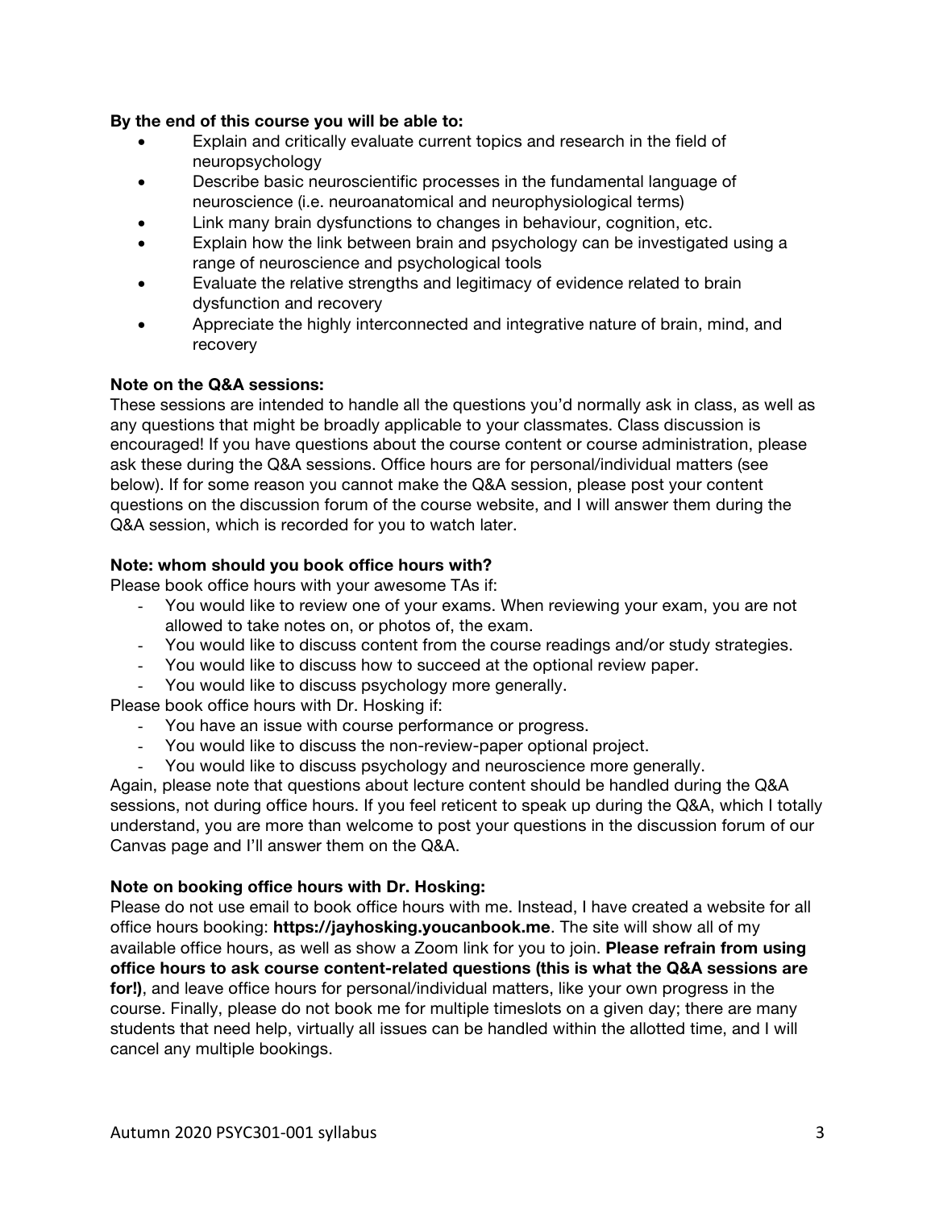**By the end of this course you will be able to:**

- Explain and critically evaluate current topics and research in the field of neuropsychology
- Describe basic neuroscientific processes in the fundamental language of neuroscience (i.e. neuroanatomical and neurophysiological terms)
- Link many brain dysfunctions to changes in behaviour, cognition, etc.
- Explain how the link between brain and psychology can be investigated using a range of neuroscience and psychological tools
- Evaluate the relative strengths and legitimacy of evidence related to brain dysfunction and recovery
- Appreciate the highly interconnected and integrative nature of brain, mind, and recovery

**Note on the Q&A sessions:**

These sessions are intended to handle all the questions you'd normally ask in class, as well as any questions that might be broadly applicable to your classmates. Class discussion is encouraged! If you have questions about the course content or course administration, please ask these during the Q&A sessions. Office hours are for personal/individual matters (see below). If for some reason you cannot make the Q&A session, please post your content questions on the discussion forum of the course website, and I will answer them during the Q&A session, which is recorded for you to watch later.

**Note: whom should you book office hours with?**

Please book office hours with your awesome TAs if:

- You would like to review one of your exams. When reviewing your exam, you are not allowed to take notes on, or photos of, the exam.
- You would like to discuss content from the course readings and/or study strategies.
- You would like to discuss how to succeed at the optional review paper.
- You would like to discuss psychology more generally.

Please book office hours with Dr. Hosking if:

- You have an issue with course performance or progress.
- You would like to discuss the non-review-paper optional project.
- You would like to discuss psychology and neuroscience more generally.

Again, please note that questions about lecture content should be handled during the Q&A sessions, not during office hours. If you feel reticent to speak up during the Q&A, which I totally understand, you are more than welcome to post your questions in the discussion forum of our Canvas page and I'll answer them on the Q&A.

**Note on booking office hours with Dr. Hosking:**

Please do not use email to book office hours with me. Instead, I have created a website for all office hours booking: **https://jayhosking.youcanbook.me**. The site will show all of my available office hours, as well as show a Zoom link for you to join. **Please refrain from using office hours to ask course content-related questions (this is what the Q&A sessions are for!)**, and leave office hours for personal/individual matters, like your own progress in the course. Finally, please do not book me for multiple timeslots on a given day; there are many students that need help, virtually all issues can be handled within the allotted time, and I will cancel any multiple bookings.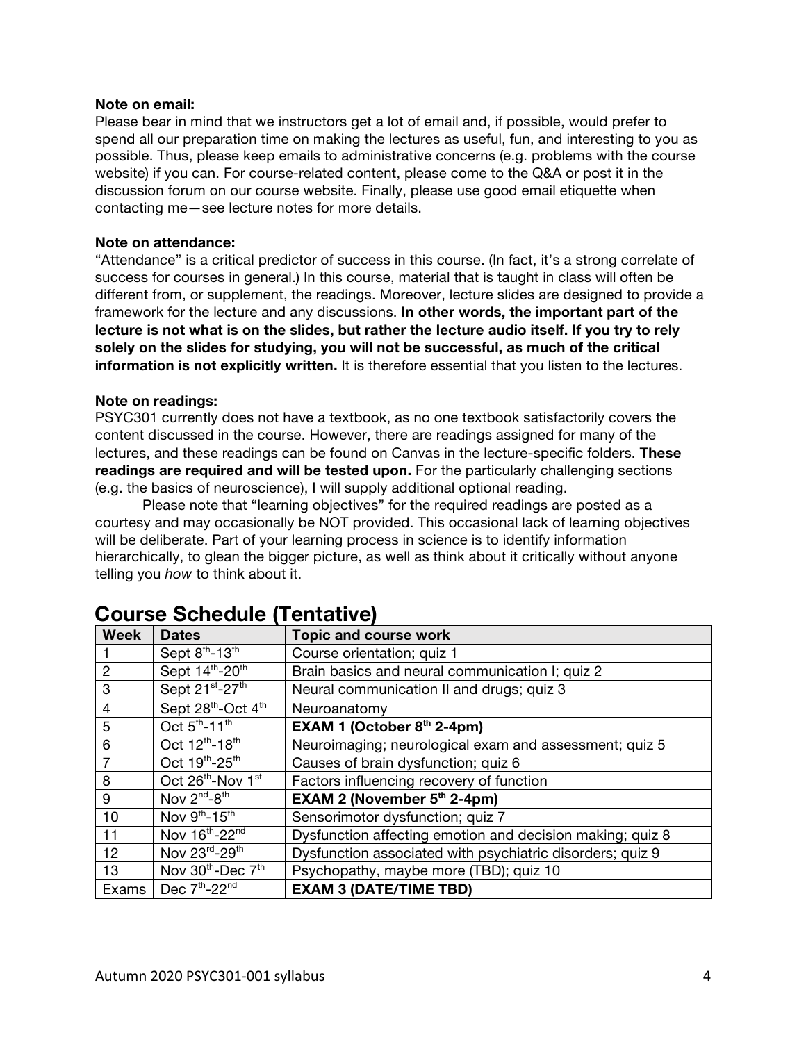**Note on email:**
Please bear in mind that we instructors get a lot of email and, if possible, would prefer to spend all our preparation time on making the lectures as useful, fun, and interesting to you as possible. Thus, please keep emails to administrative concerns (e.g. problems with the course website) if you can. For course-related content, please come to the Q&A or post it in the discussion forum on our course website. Finally, please use good email etiquette when contacting me—see lecture notes for more details.

**Note on attendance:**
"Attendance" is a critical predictor of success in this course. (In fact, it's a strong correlate of success for courses in general.) In this course, material that is taught in class will often be different from, or supplement, the readings. Moreover, lecture slides are designed to provide a framework for the lecture and any discussions. **In other words, the important part of the lecture is not what is on the slides, but rather the lecture audio itself. If you try to rely solely on the slides for studying, you will not be successful, as much of the critical information is not explicitly written.** It is therefore essential that you listen to the lectures.

**Note on readings:**
PSYC301 currently does not have a textbook, as no one textbook satisfactorily covers the content discussed in the course. However, there are readings assigned for many of the lectures, and these readings can be found on Canvas in the lecture-specific folders. **These readings are required and will be tested upon.** For the particularly challenging sections (e.g. the basics of neuroscience), I will supply additional optional reading.

Please note that "learning objectives" for the required readings are posted as a courtesy and may occasionally be NOT provided. This occasional lack of learning objectives will be deliberate. Part of your learning process in science is to identify information hierarchically, to glean the bigger picture, as well as think about it critically without anyone telling you *how* to think about it.

## Course Schedule (Tentative)

| Week | Dates | Topic and course work |
|---|---|---|
| 1 | Sept 8th-13th | Course orientation; quiz 1 |
| 2 | Sept 14th-20th | Brain basics and neural communication I; quiz 2 |
| 3 | Sept 21st-27th | Neural communication II and drugs; quiz 3 |
| 4 | Sept 28th-Oct 4th | Neuroanatomy |
| 5 | Oct 5th-11th | **EXAM 1 (October 8th 2-4pm)** |
| 6 | Oct 12th-18th | Neuroimaging; neurological exam and assessment; quiz 5 |
| 7 | Oct 19th-25th | Causes of brain dysfunction; quiz 6 |
| 8 | Oct 26th-Nov 1st | Factors influencing recovery of function |
| 9 | Nov 2nd-8th | **EXAM 2 (November 5th 2-4pm)** |
| 10 | Nov 9th-15th | Sensorimotor dysfunction; quiz 7 |
| 11 | Nov 16th-22nd | Dysfunction affecting emotion and decision making; quiz 8 |
| 12 | Nov 23rd-29th | Dysfunction associated with psychiatric disorders; quiz 9 |
| 13 | Nov 30th-Dec 7th | Psychopathy, maybe more (TBD); quiz 10 |
| Exams | Dec 7th-22nd | **EXAM 3 (DATE/TIME TBD)** |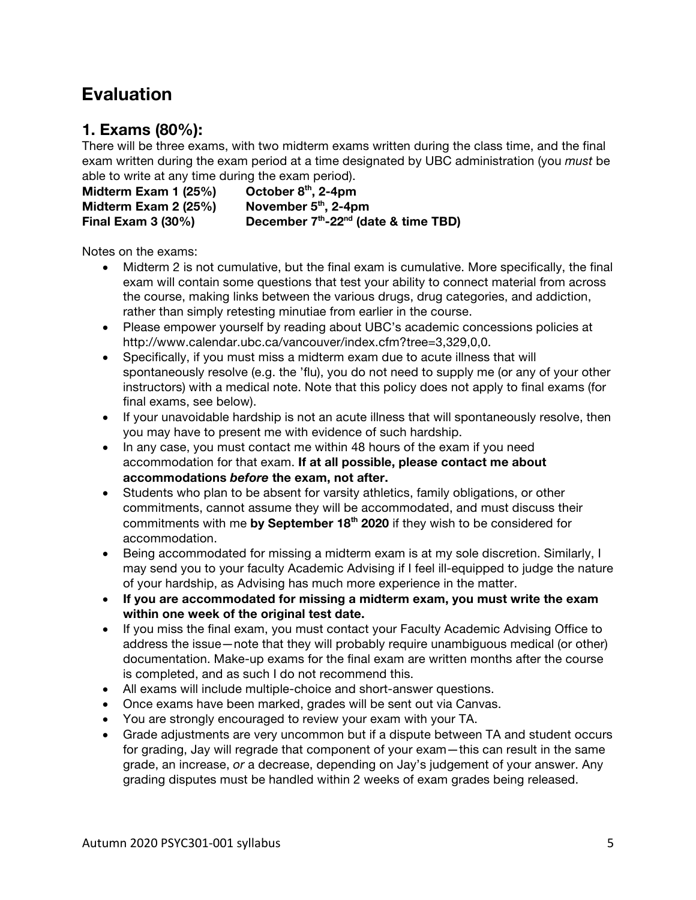# Evaluation

## 1. Exams (80%):

There will be three exams, with two midterm exams written during the class time, and the final exam written during the exam period at a time designated by UBC administration (you *must* be able to write at any time during the exam period).

**Midterm Exam 1 (25%)** **October 8th, 2-4pm**
**Midterm Exam 2 (25%)** **November 5th, 2-4pm**
**Final Exam 3 (30%)** **December 7th-22nd (date & time TBD)**

Notes on the exams:

- Midterm 2 is not cumulative, but the final exam is cumulative. More specifically, the final exam will contain some questions that test your ability to connect material from across the course, making links between the various drugs, drug categories, and addiction, rather than simply retesting minutiae from earlier in the course.
- Please empower yourself by reading about UBC's academic concessions policies at http://www.calendar.ubc.ca/vancouver/index.cfm?tree=3,329,0,0.
- Specifically, if you must miss a midterm exam due to acute illness that will spontaneously resolve (e.g. the 'flu), you do not need to supply me (or any of your other instructors) with a medical note. Note that this policy does not apply to final exams (for final exams, see below).
- If your unavoidable hardship is not an acute illness that will spontaneously resolve, then you may have to present me with evidence of such hardship.
- In any case, you must contact me within 48 hours of the exam if you need accommodation for that exam. **If at all possible, please contact me about accommodations *before* the exam, not after.**
- Students who plan to be absent for varsity athletics, family obligations, or other commitments, cannot assume they will be accommodated, and must discuss their commitments with me **by September 18th 2020** if they wish to be considered for accommodation.
- Being accommodated for missing a midterm exam is at my sole discretion. Similarly, I may send you to your faculty Academic Advising if I feel ill-equipped to judge the nature of your hardship, as Advising has much more experience in the matter.
- **If you are accommodated for missing a midterm exam, you must write the exam within one week of the original test date.**
- If you miss the final exam, you must contact your Faculty Academic Advising Office to address the issue—note that they will probably require unambiguous medical (or other) documentation. Make-up exams for the final exam are written months after the course is completed, and as such I do not recommend this.
- All exams will include multiple-choice and short-answer questions.
- Once exams have been marked, grades will be sent out via Canvas.
- You are strongly encouraged to review your exam with your TA.
- Grade adjustments are very uncommon but if a dispute between TA and student occurs for grading, Jay will regrade that component of your exam—this can result in the same grade, an increase, *or* a decrease, depending on Jay's judgement of your answer. Any grading disputes must be handled within 2 weeks of exam grades being released.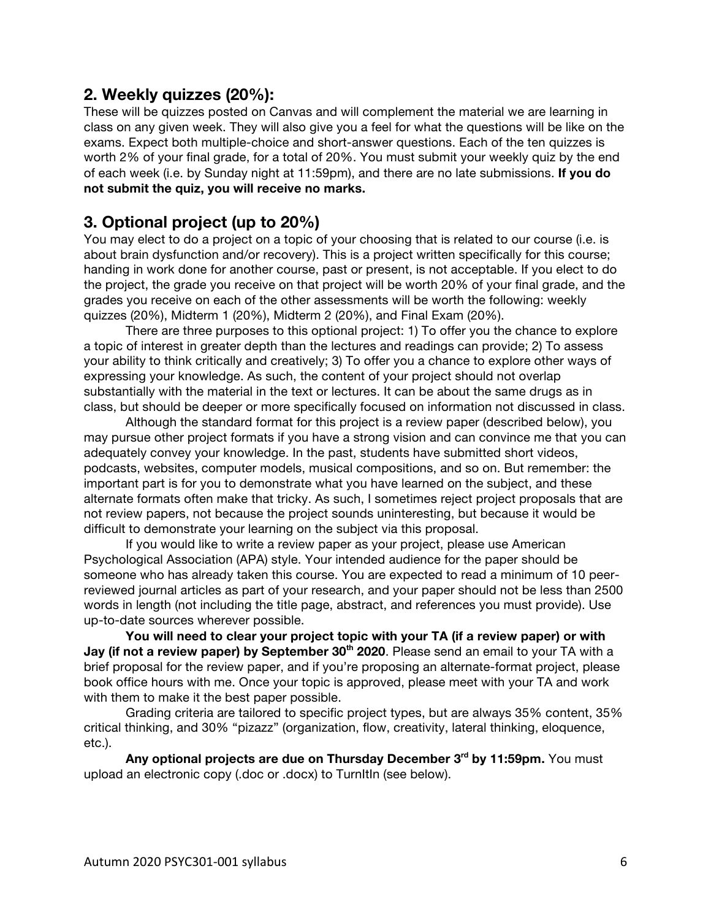## 2. Weekly quizzes (20%):

These will be quizzes posted on Canvas and will complement the material we are learning in class on any given week. They will also give you a feel for what the questions will be like on the exams. Expect both multiple-choice and short-answer questions. Each of the ten quizzes is worth 2% of your final grade, for a total of 20%. You must submit your weekly quiz by the end of each week (i.e. by Sunday night at 11:59pm), and there are no late submissions. **If you do not submit the quiz, you will receive no marks.**

## 3. Optional project (up to 20%)

You may elect to do a project on a topic of your choosing that is related to our course (i.e. is about brain dysfunction and/or recovery). This is a project written specifically for this course; handing in work done for another course, past or present, is not acceptable. If you elect to do the project, the grade you receive on that project will be worth 20% of your final grade, and the grades you receive on each of the other assessments will be worth the following: weekly quizzes (20%), Midterm 1 (20%), Midterm 2 (20%), and Final Exam (20%).

There are three purposes to this optional project: 1) To offer you the chance to explore a topic of interest in greater depth than the lectures and readings can provide; 2) To assess your ability to think critically and creatively; 3) To offer you a chance to explore other ways of expressing your knowledge. As such, the content of your project should not overlap substantially with the material in the text or lectures. It can be about the same drugs as in class, but should be deeper or more specifically focused on information not discussed in class.

Although the standard format for this project is a review paper (described below), you may pursue other project formats if you have a strong vision and can convince me that you can adequately convey your knowledge. In the past, students have submitted short videos, podcasts, websites, computer models, musical compositions, and so on. But remember: the important part is for you to demonstrate what you have learned on the subject, and these alternate formats often make that tricky. As such, I sometimes reject project proposals that are not review papers, not because the project sounds uninteresting, but because it would be difficult to demonstrate your learning on the subject via this proposal.

If you would like to write a review paper as your project, please use American Psychological Association (APA) style. Your intended audience for the paper should be someone who has already taken this course. You are expected to read a minimum of 10 peer-reviewed journal articles as part of your research, and your paper should not be less than 2500 words in length (not including the title page, abstract, and references you must provide). Use up-to-date sources wherever possible.

**You will need to clear your project topic with your TA (if a review paper) or with Jay (if not a review paper) by September 30th 2020**. Please send an email to your TA with a brief proposal for the review paper, and if you're proposing an alternate-format project, please book office hours with me. Once your topic is approved, please meet with your TA and work with them to make it the best paper possible.

Grading criteria are tailored to specific project types, but are always 35% content, 35% critical thinking, and 30% "pizazz" (organization, flow, creativity, lateral thinking, eloquence, etc.).

**Any optional projects are due on Thursday December 3rd by 11:59pm.** You must upload an electronic copy (.doc or .docx) to TurnItIn (see below).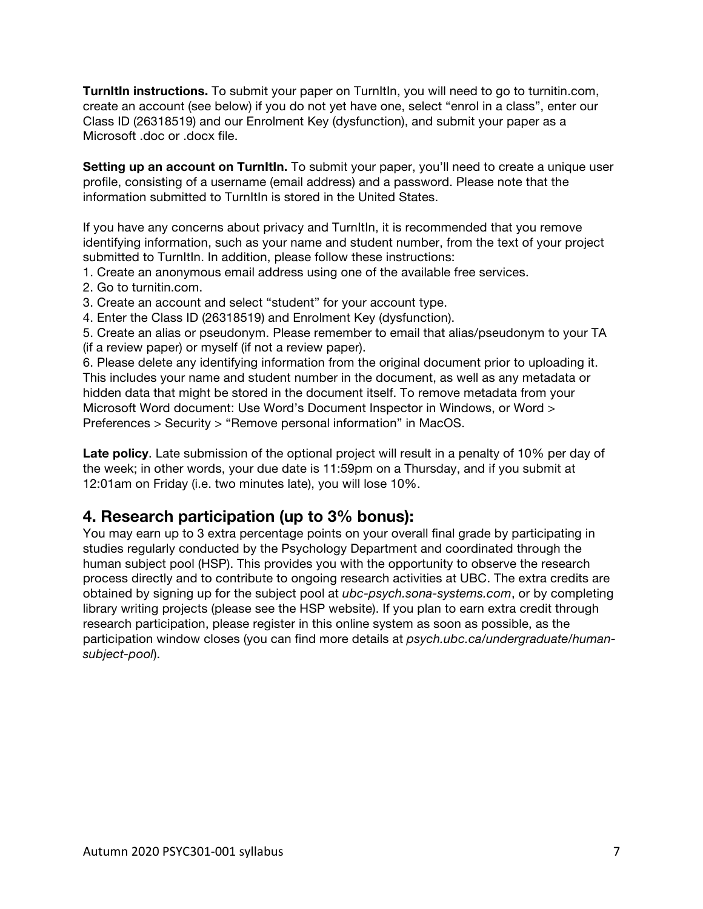**TurnItIn instructions.** To submit your paper on TurnItIn, you will need to go to turnitin.com, create an account (see below) if you do not yet have one, select "enrol in a class", enter our Class ID (26318519) and our Enrolment Key (dysfunction), and submit your paper as a Microsoft .doc or .docx file.

**Setting up an account on TurnItIn.** To submit your paper, you'll need to create a unique user profile, consisting of a username (email address) and a password. Please note that the information submitted to TurnItIn is stored in the United States.

If you have any concerns about privacy and TurnItIn, it is recommended that you remove identifying information, such as your name and student number, from the text of your project submitted to TurnItIn. In addition, please follow these instructions:

1. Create an anonymous email address using one of the available free services.
2. Go to turnitin.com.
3. Create an account and select "student" for your account type.
4. Enter the Class ID (26318519) and Enrolment Key (dysfunction).
5. Create an alias or pseudonym. Please remember to email that alias/pseudonym to your TA (if a review paper) or myself (if not a review paper).
6. Please delete any identifying information from the original document prior to uploading it. This includes your name and student number in the document, as well as any metadata or hidden data that might be stored in the document itself. To remove metadata from your Microsoft Word document: Use Word's Document Inspector in Windows, or Word > Preferences > Security > "Remove personal information" in MacOS.

**Late policy**. Late submission of the optional project will result in a penalty of 10% per day of the week; in other words, your due date is 11:59pm on a Thursday, and if you submit at 12:01am on Friday (i.e. two minutes late), you will lose 10%.

## 4. Research participation (up to 3% bonus):

You may earn up to 3 extra percentage points on your overall final grade by participating in studies regularly conducted by the Psychology Department and coordinated through the human subject pool (HSP). This provides you with the opportunity to observe the research process directly and to contribute to ongoing research activities at UBC. The extra credits are obtained by signing up for the subject pool at *ubc-psych.sona-systems.com*, or by completing library writing projects (please see the HSP website). If you plan to earn extra credit through research participation, please register in this online system as soon as possible, as the participation window closes (you can find more details at *psych.ubc.ca/undergraduate/human-subject-pool*).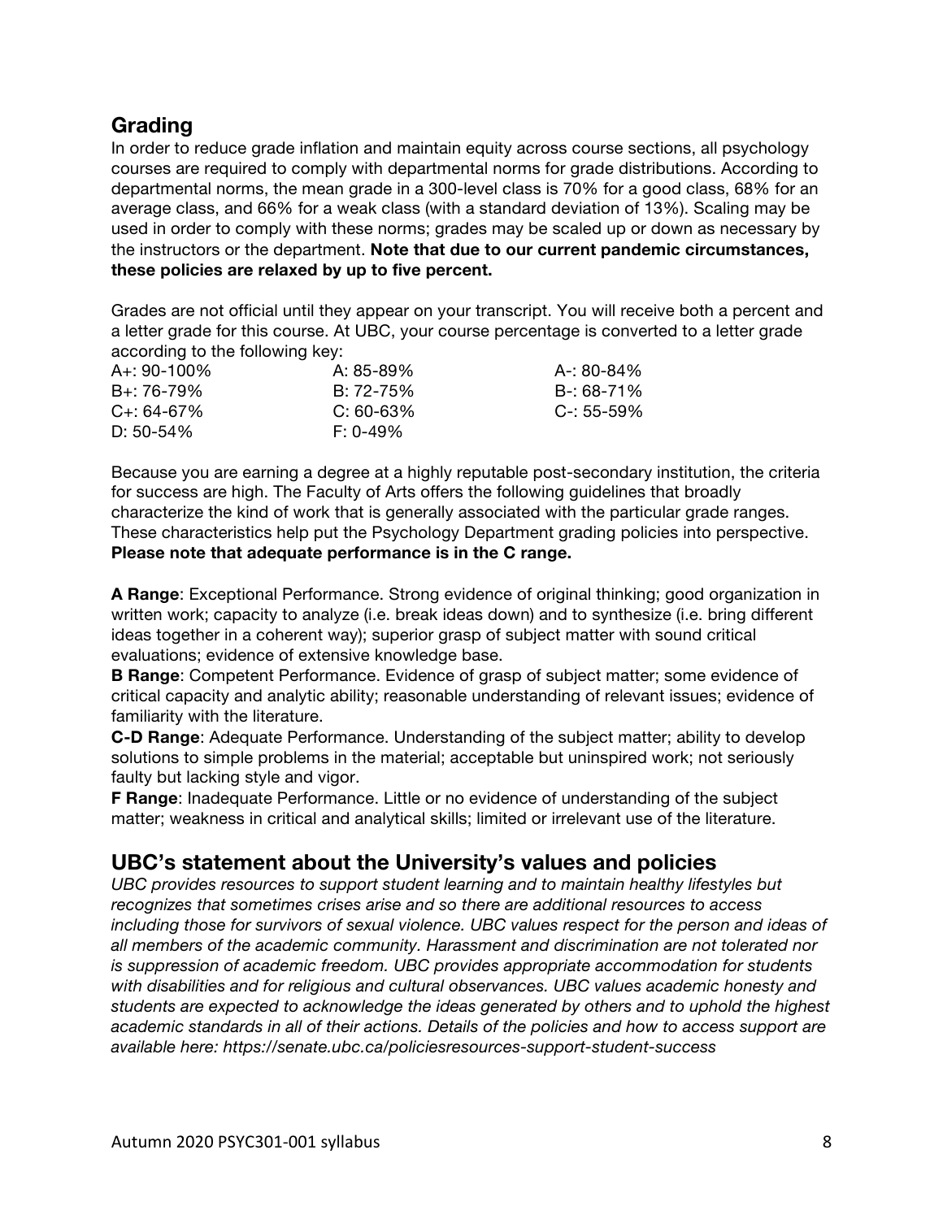## Grading

In order to reduce grade inflation and maintain equity across course sections, all psychology courses are required to comply with departmental norms for grade distributions. According to departmental norms, the mean grade in a 300-level class is 70% for a good class, 68% for an average class, and 66% for a weak class (with a standard deviation of 13%). Scaling may be used in order to comply with these norms; grades may be scaled up or down as necessary by the instructors or the department. **Note that due to our current pandemic circumstances, these policies are relaxed by up to five percent.**

Grades are not official until they appear on your transcript. You will receive both a percent and a letter grade for this course. At UBC, your course percentage is converted to a letter grade according to the following key:

| | | |
|---|---|---|
| A+: 90-100% | A: 85-89% | A-: 80-84% |
| B+: 76-79% | B: 72-75% | B-: 68-71% |
| C+: 64-67% | C: 60-63% | C-: 55-59% |
| D: 50-54% | F: 0-49% | |

Because you are earning a degree at a highly reputable post-secondary institution, the criteria for success are high. The Faculty of Arts offers the following guidelines that broadly characterize the kind of work that is generally associated with the particular grade ranges. These characteristics help put the Psychology Department grading policies into perspective. **Please note that adequate performance is in the C range.**

**A Range**: Exceptional Performance. Strong evidence of original thinking; good organization in written work; capacity to analyze (i.e. break ideas down) and to synthesize (i.e. bring different ideas together in a coherent way); superior grasp of subject matter with sound critical evaluations; evidence of extensive knowledge base.

**B Range**: Competent Performance. Evidence of grasp of subject matter; some evidence of critical capacity and analytic ability; reasonable understanding of relevant issues; evidence of familiarity with the literature.

**C-D Range**: Adequate Performance. Understanding of the subject matter; ability to develop solutions to simple problems in the material; acceptable but uninspired work; not seriously faulty but lacking style and vigor.

**F Range**: Inadequate Performance. Little or no evidence of understanding of the subject matter; weakness in critical and analytical skills; limited or irrelevant use of the literature.

## UBC's statement about the University's values and policies

*UBC provides resources to support student learning and to maintain healthy lifestyles but recognizes that sometimes crises arise and so there are additional resources to access including those for survivors of sexual violence. UBC values respect for the person and ideas of all members of the academic community. Harassment and discrimination are not tolerated nor is suppression of academic freedom. UBC provides appropriate accommodation for students with disabilities and for religious and cultural observances. UBC values academic honesty and students are expected to acknowledge the ideas generated by others and to uphold the highest academic standards in all of their actions. Details of the policies and how to access support are available here: https://senate.ubc.ca/policiesresources-support-student-success*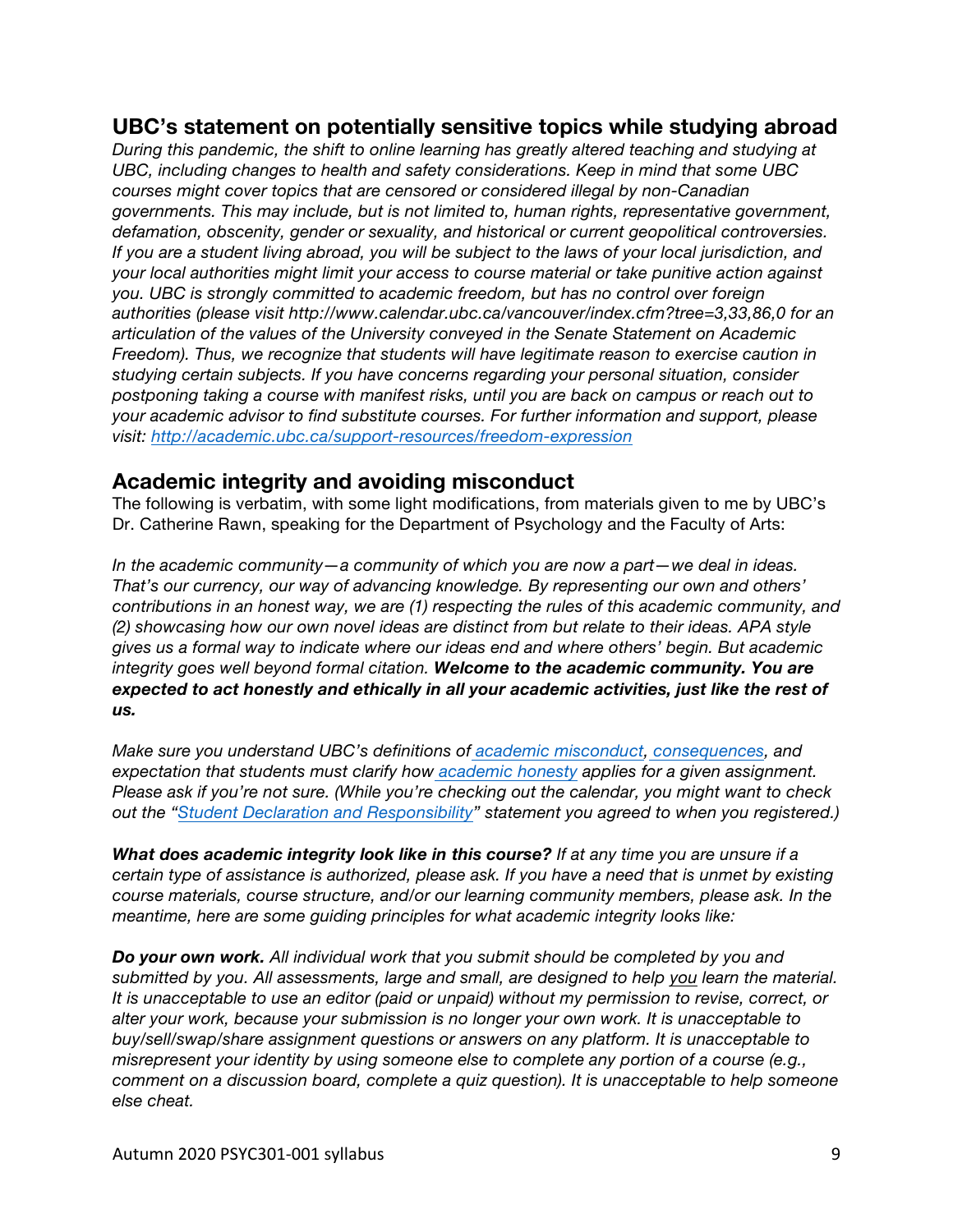## UBC's statement on potentially sensitive topics while studying abroad

*During this pandemic, the shift to online learning has greatly altered teaching and studying at UBC, including changes to health and safety considerations. Keep in mind that some UBC courses might cover topics that are censored or considered illegal by non-Canadian governments. This may include, but is not limited to, human rights, representative government, defamation, obscenity, gender or sexuality, and historical or current geopolitical controversies. If you are a student living abroad, you will be subject to the laws of your local jurisdiction, and your local authorities might limit your access to course material or take punitive action against you. UBC is strongly committed to academic freedom, but has no control over foreign authorities (please visit http://www.calendar.ubc.ca/vancouver/index.cfm?tree=3,33,86,0 for an articulation of the values of the University conveyed in the Senate Statement on Academic Freedom). Thus, we recognize that students will have legitimate reason to exercise caution in studying certain subjects. If you have concerns regarding your personal situation, consider postponing taking a course with manifest risks, until you are back on campus or reach out to your academic advisor to find substitute courses. For further information and support, please visit: [http://academic.ubc.ca/support-resources/freedom-expression](http://academic.ubc.ca/support-resources/freedom-expression)*

## Academic integrity and avoiding misconduct

The following is verbatim, with some light modifications, from materials given to me by UBC's Dr. Catherine Rawn, speaking for the Department of Psychology and the Faculty of Arts:

*In the academic community—a community of which you are now a part—we deal in ideas. That's our currency, our way of advancing knowledge. By representing our own and others' contributions in an honest way, we are (1) respecting the rules of this academic community, and (2) showcasing how our own novel ideas are distinct from but relate to their ideas. APA style gives us a formal way to indicate where our ideas end and where others' begin. But academic integrity goes well beyond formal citation.* ***Welcome to the academic community. You are expected to act honestly and ethically in all your academic activities, just like the rest of us.***

*Make sure you understand UBC's definitions of academic misconduct, consequences, and expectation that students must clarify how academic honesty applies for a given assignment. Please ask if you're not sure. (While you're checking out the calendar, you might want to check out the "Student Declaration and Responsibility" statement you agreed to when you registered.)*

***What does academic integrity look like in this course?*** *If at any time you are unsure if a certain type of assistance is authorized, please ask. If you have a need that is unmet by existing course materials, course structure, and/or our learning community members, please ask. In the meantime, here are some guiding principles for what academic integrity looks like:*

***Do your own work.*** *All individual work that you submit should be completed by you and submitted by you. All assessments, large and small, are designed to help you learn the material. It is unacceptable to use an editor (paid or unpaid) without my permission to revise, correct, or alter your work, because your submission is no longer your own work. It is unacceptable to buy/sell/swap/share assignment questions or answers on any platform. It is unacceptable to misrepresent your identity by using someone else to complete any portion of a course (e.g., comment on a discussion board, complete a quiz question). It is unacceptable to help someone else cheat.*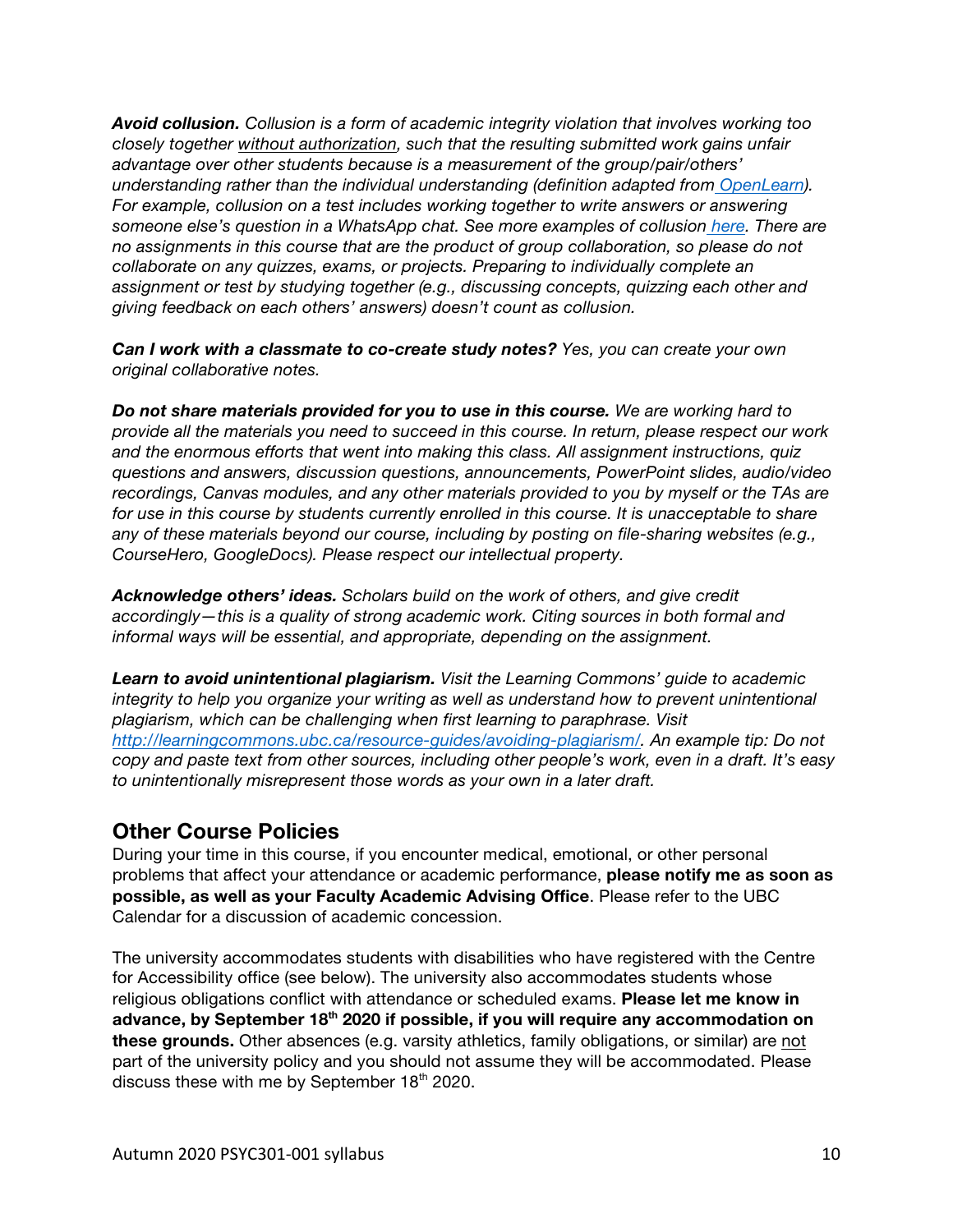***Avoid collusion.*** *Collusion is a form of academic integrity violation that involves working too closely together without authorization, such that the resulting submitted work gains unfair advantage over other students because is a measurement of the group/pair/others' understanding rather than the individual understanding (definition adapted from OpenLearn). For example, collusion on a test includes working together to write answers or answering someone else's question in a WhatsApp chat. See more examples of collusion here. There are no assignments in this course that are the product of group collaboration, so please do not collaborate on any quizzes, exams, or projects. Preparing to individually complete an assignment or test by studying together (e.g., discussing concepts, quizzing each other and giving feedback on each others' answers) doesn't count as collusion.*

***Can I work with a classmate to co-create study notes?*** *Yes, you can create your own original collaborative notes.*

***Do not share materials provided for you to use in this course.*** *We are working hard to provide all the materials you need to succeed in this course. In return, please respect our work and the enormous efforts that went into making this class. All assignment instructions, quiz questions and answers, discussion questions, announcements, PowerPoint slides, audio/video recordings, Canvas modules, and any other materials provided to you by myself or the TAs are for use in this course by students currently enrolled in this course. It is unacceptable to share any of these materials beyond our course, including by posting on file-sharing websites (e.g., CourseHero, GoogleDocs). Please respect our intellectual property.*

***Acknowledge others' ideas.*** *Scholars build on the work of others, and give credit accordingly—this is a quality of strong academic work. Citing sources in both formal and informal ways will be essential, and appropriate, depending on the assignment.*

***Learn to avoid unintentional plagiarism.*** *Visit the Learning Commons' guide to academic integrity to help you organize your writing as well as understand how to prevent unintentional plagiarism, which can be challenging when first learning to paraphrase. Visit http://learningcommons.ubc.ca/resource-guides/avoiding-plagiarism/. An example tip: Do not copy and paste text from other sources, including other people's work, even in a draft. It's easy to unintentionally misrepresent those words as your own in a later draft.*

## Other Course Policies

During your time in this course, if you encounter medical, emotional, or other personal problems that affect your attendance or academic performance, **please notify me as soon as possible, as well as your Faculty Academic Advising Office**. Please refer to the UBC Calendar for a discussion of academic concession.

The university accommodates students with disabilities who have registered with the Centre for Accessibility office (see below). The university also accommodates students whose religious obligations conflict with attendance or scheduled exams. **Please let me know in advance, by September 18th 2020 if possible, if you will require any accommodation on these grounds.** Other absences (e.g. varsity athletics, family obligations, or similar) are not part of the university policy and you should not assume they will be accommodated. Please discuss these with me by September 18th 2020.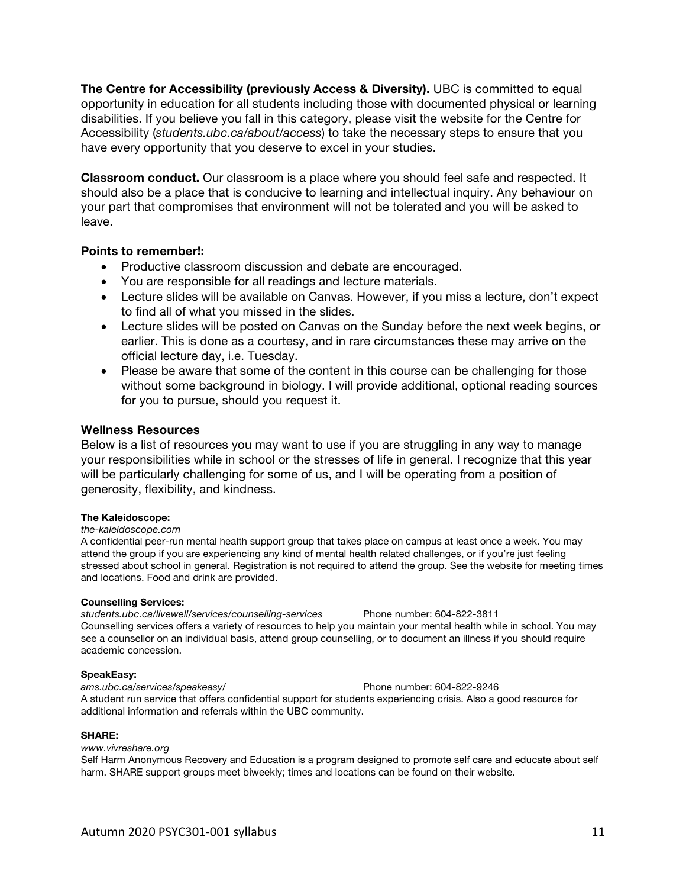**The Centre for Accessibility (previously Access & Diversity).** UBC is committed to equal opportunity in education for all students including those with documented physical or learning disabilities. If you believe you fall in this category, please visit the website for the Centre for Accessibility (*students.ubc.ca/about/access*) to take the necessary steps to ensure that you have every opportunity that you deserve to excel in your studies.

**Classroom conduct.** Our classroom is a place where you should feel safe and respected. It should also be a place that is conducive to learning and intellectual inquiry. Any behaviour on your part that compromises that environment will not be tolerated and you will be asked to leave.

### Points to remember!:

- Productive classroom discussion and debate are encouraged.
- You are responsible for all readings and lecture materials.
- Lecture slides will be available on Canvas. However, if you miss a lecture, don't expect to find all of what you missed in the slides.
- Lecture slides will be posted on Canvas on the Sunday before the next week begins, or earlier. This is done as a courtesy, and in rare circumstances these may arrive on the official lecture day, i.e. Tuesday.
- Please be aware that some of the content in this course can be challenging for those without some background in biology. I will provide additional, optional reading sources for you to pursue, should you request it.

### Wellness Resources

Below is a list of resources you may want to use if you are struggling in any way to manage your responsibilities while in school or the stresses of life in general. I recognize that this year will be particularly challenging for some of us, and I will be operating from a position of generosity, flexibility, and kindness.

**The Kaleidoscope:**
*the-kaleidoscope.com*
A confidential peer-run mental health support group that takes place on campus at least once a week. You may attend the group if you are experiencing any kind of mental health related challenges, or if you're just feeling stressed about school in general. Registration is not required to attend the group. See the website for meeting times and locations. Food and drink are provided.

**Counselling Services:**
*students.ubc.ca/livewell/services/counselling-services* Phone number: 604-822-3811
Counselling services offers a variety of resources to help you maintain your mental health while in school. You may see a counsellor on an individual basis, attend group counselling, or to document an illness if you should require academic concession.

**SpeakEasy:**
*ams.ubc.ca/services/speakeasy/* Phone number: 604-822-9246
A student run service that offers confidential support for students experiencing crisis. Also a good resource for additional information and referrals within the UBC community.

**SHARE:**
*www.vivreshare.org*
Self Harm Anonymous Recovery and Education is a program designed to promote self care and educate about self harm. SHARE support groups meet biweekly; times and locations can be found on their website.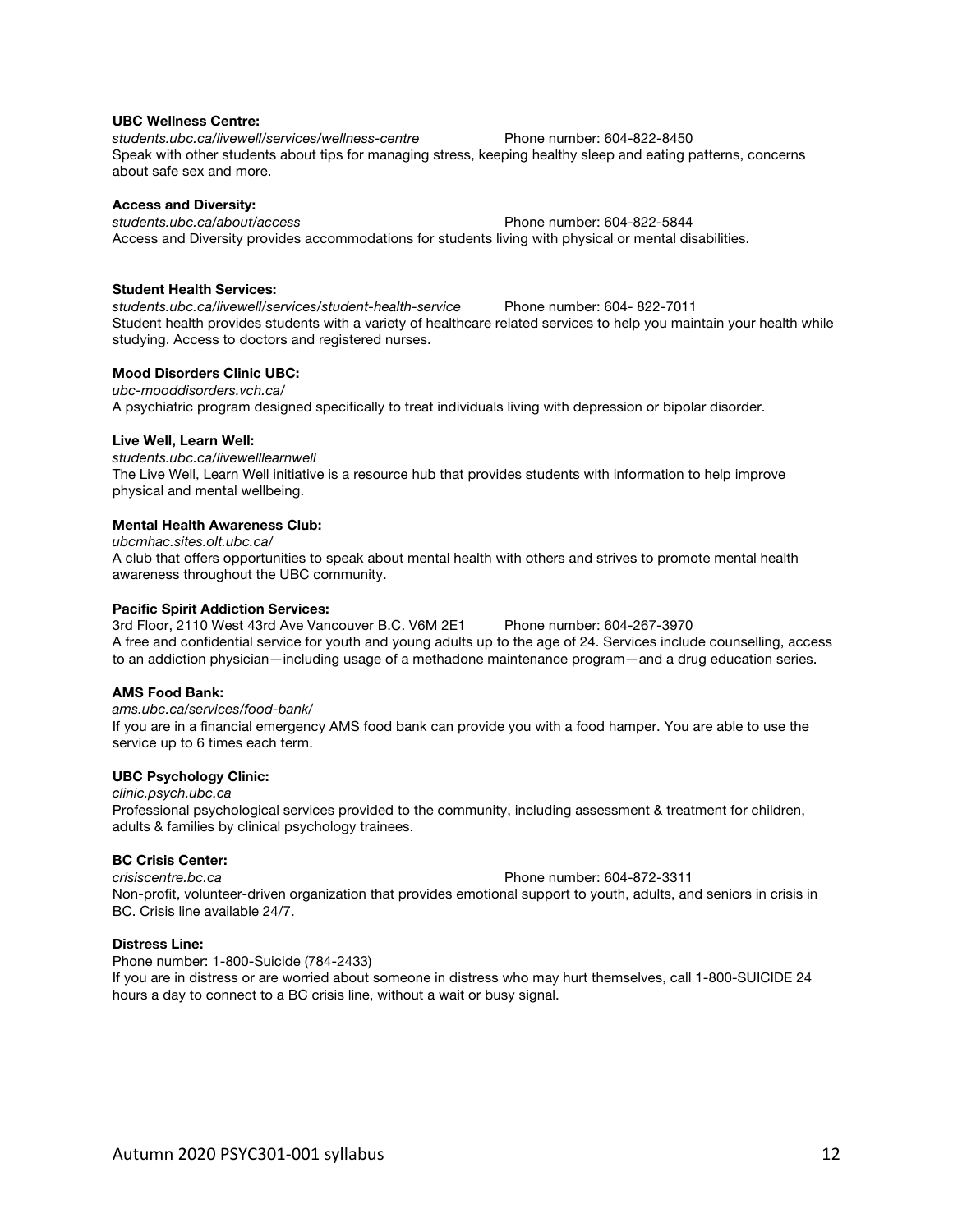**UBC Wellness Centre:**
*students.ubc.ca/livewell/services/wellness-centre* Phone number: 604-822-8450
Speak with other students about tips for managing stress, keeping healthy sleep and eating patterns, concerns about safe sex and more.

**Access and Diversity:**
*students.ubc.ca/about/access* Phone number: 604-822-5844
Access and Diversity provides accommodations for students living with physical or mental disabilities.

**Student Health Services:**
*students.ubc.ca/livewell/services/student-health-service* Phone number: 604- 822-7011
Student health provides students with a variety of healthcare related services to help you maintain your health while studying. Access to doctors and registered nurses.

**Mood Disorders Clinic UBC:**
*ubc-mooddisorders.vch.ca/*
A psychiatric program designed specifically to treat individuals living with depression or bipolar disorder.

**Live Well, Learn Well:**
*students.ubc.ca/livewelllearnwell*
The Live Well, Learn Well initiative is a resource hub that provides students with information to help improve physical and mental wellbeing.

**Mental Health Awareness Club:**
*ubcmhac.sites.olt.ubc.ca/*
A club that offers opportunities to speak about mental health with others and strives to promote mental health awareness throughout the UBC community.

**Pacific Spirit Addiction Services:**
3rd Floor, 2110 West 43rd Ave Vancouver B.C. V6M 2E1 Phone number: 604-267-3970
A free and confidential service for youth and young adults up to the age of 24. Services include counselling, access to an addiction physician—including usage of a methadone maintenance program—and a drug education series.

**AMS Food Bank:**
*ams.ubc.ca/services/food-bank/*
If you are in a financial emergency AMS food bank can provide you with a food hamper. You are able to use the service up to 6 times each term.

**UBC Psychology Clinic:**
*clinic.psych.ubc.ca*
Professional psychological services provided to the community, including assessment & treatment for children, adults & families by clinical psychology trainees.

**BC Crisis Center:**
*crisiscentre.bc.ca* Phone number: 604-872-3311
Non-profit, volunteer-driven organization that provides emotional support to youth, adults, and seniors in crisis in BC. Crisis line available 24/7.

**Distress Line:**
Phone number: 1-800-Suicide (784-2433)
If you are in distress or are worried about someone in distress who may hurt themselves, call 1-800-SUICIDE 24 hours a day to connect to a BC crisis line, without a wait or busy signal.